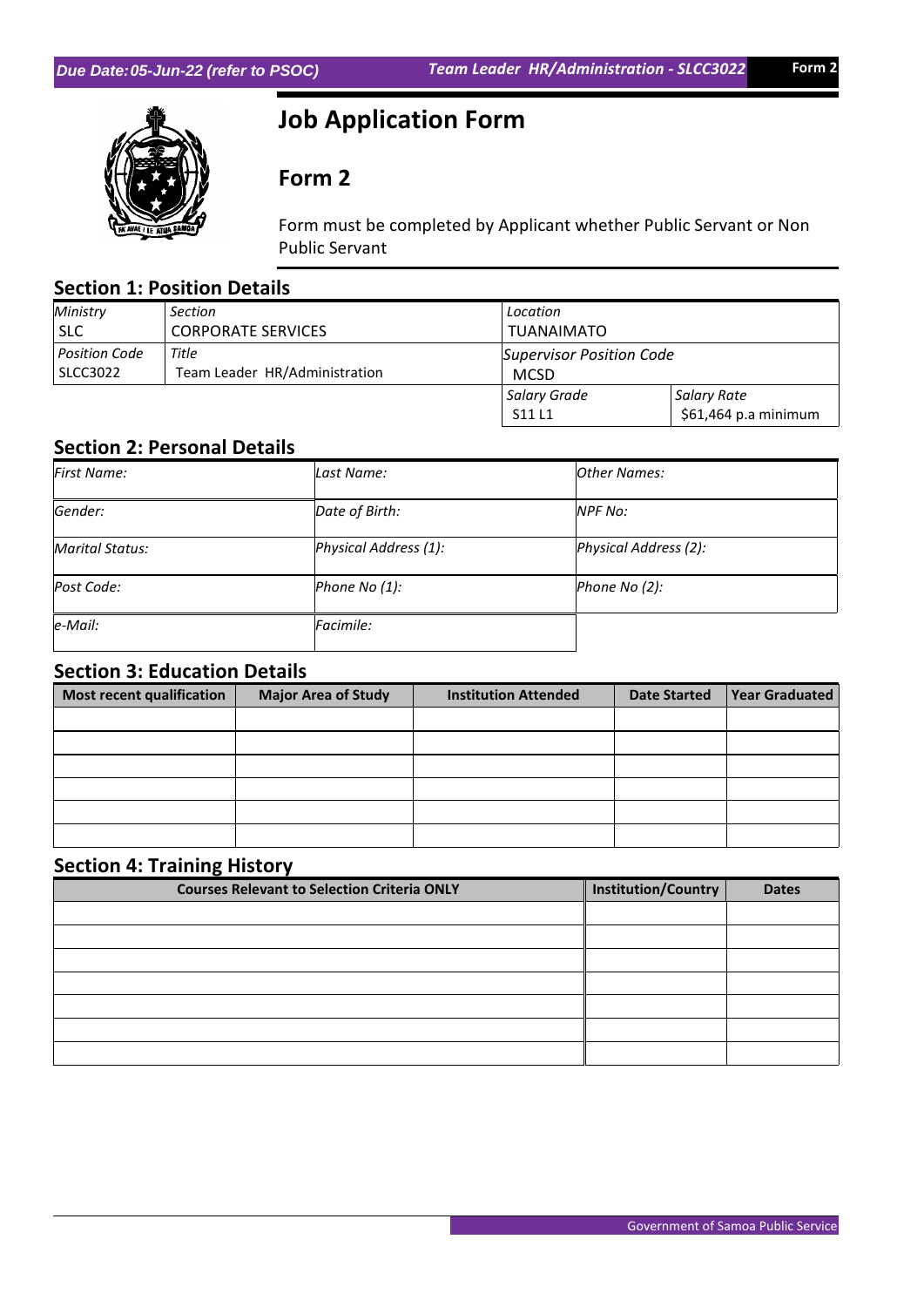# Job Application Form

## Form 2

Form must be completed by Applicant whether Public Servant or Non Public Servant

## Section 1: Position Details

| *Ministry* | *Section* | *Location* | |
|---|---|---|---|
| SLC | CORPORATE SERVICES | TUANAIMATO | |
| *Position Code* | *Title* | *Supervisor Position Code* | |
| SLCC3022 | Team Leader HR/Administration | MCSD | |
| | | *Salary Grade* | *Salary Rate* |
| | | S11 L1 | $61,464 p.a minimum |

## Section 2: Personal Details

| | | |
|---|---|---|
| *First Name:* | *Last Name:* | *Other Names:* |
| *Gender:* | *Date of Birth:* | *NPF No:* |
| *Marital Status:* | *Physical Address (1):* | *Physical Address (2):* |
| *Post Code:* | *Phone No (1):* | *Phone No (2):* |
| *e-Mail:* | *Facimile:* | |

## Section 3: Education Details

| Most recent qualification | Major Area of Study | Institution Attended | Date Started | Year Graduated |
|---|---|---|---|---|
| | | | | |
| | | | | |
| | | | | |
| | | | | |
| | | | | |
| | | | | |

## Section 4: Training History

| Courses Relevant to Selection Criteria ONLY | Institution/Country | Dates |
|---|---|---|
| | | |
| | | |
| | | |
| | | |
| | | |
| | | |
| | | |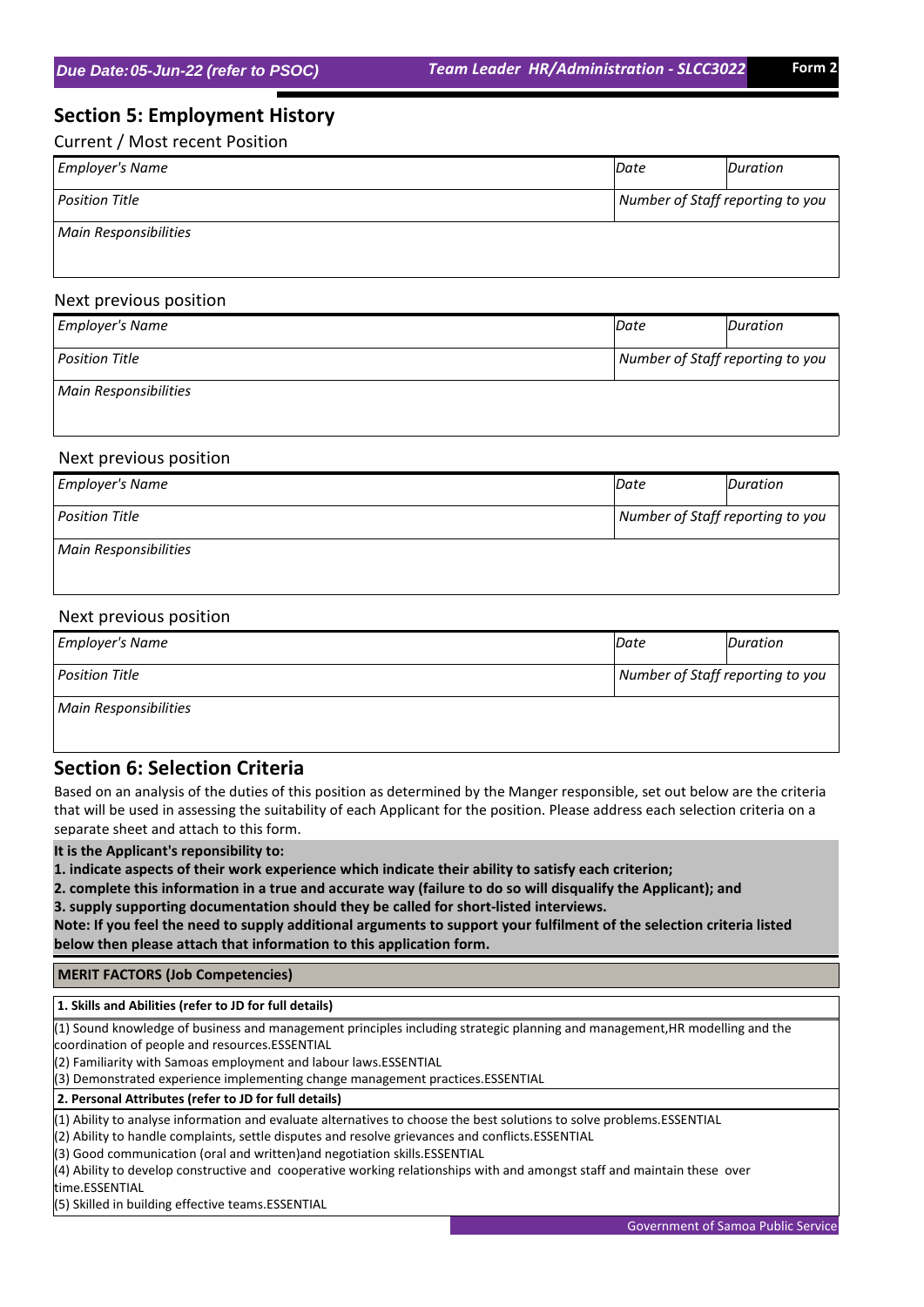## Section 5: Employment History

Current / Most recent Position

| *Employer's Name* | *Date* | *Duration* |
|---|---|---|
| *Position Title* | *Number of Staff reporting to you* | |
| *Main Responsibilities* | | |

Next previous position

| *Employer's Name* | *Date* | *Duration* |
|---|---|---|
| *Position Title* | *Number of Staff reporting to you* | |
| *Main Responsibilities* | | |

Next previous position

| *Employer's Name* | *Date* | *Duration* |
|---|---|---|
| *Position Title* | *Number of Staff reporting to you* | |
| *Main Responsibilities* | | |

Next previous position

| *Employer's Name* | *Date* | *Duration* |
|---|---|---|
| *Position Title* | *Number of Staff reporting to you* | |
| *Main Responsibilities* | | |

## Section 6: Selection Criteria

Based on an analysis of the duties of this position as determined by the Manger responsible, set out below are the criteria that will be used in assessing the suitability of each Applicant for the position. Please address each selection criteria on a separate sheet and attach to this form.

**It is the Applicant's reponsibility to:**

**1. indicate aspects of their work experience which indicate their ability to satisfy each criterion;**

**2. complete this information in a true and accurate way (failure to do so will disqualify the Applicant); and**

**3. supply supporting documentation should they be called for short-listed interviews.**

**Note: If you feel the need to supply additional arguments to support your fulfilment of the selection criteria listed below then please attach that information to this application form.**

**MERIT FACTORS (Job Competencies)**

**1. Skills and Abilities (refer to JD for full details)**

(1) Sound knowledge of business and management principles including strategic planning and management,HR modelling and the coordination of people and resources.ESSENTIAL

(2) Familiarity with Samoas employment and labour laws.ESSENTIAL

(3) Demonstrated experience implementing change management practices.ESSENTIAL

**2. Personal Attributes (refer to JD for full details)**

(1) Ability to analyse information and evaluate alternatives to choose the best solutions to solve problems.ESSENTIAL

(2) Ability to handle complaints, settle disputes and resolve grievances and conflicts.ESSENTIAL

(3) Good communication (oral and written)and negotiation skills.ESSENTIAL

(4) Ability to develop constructive and cooperative working relationships with and amongst staff and maintain these over time.ESSENTIAL

(5) Skilled in building effective teams.ESSENTIAL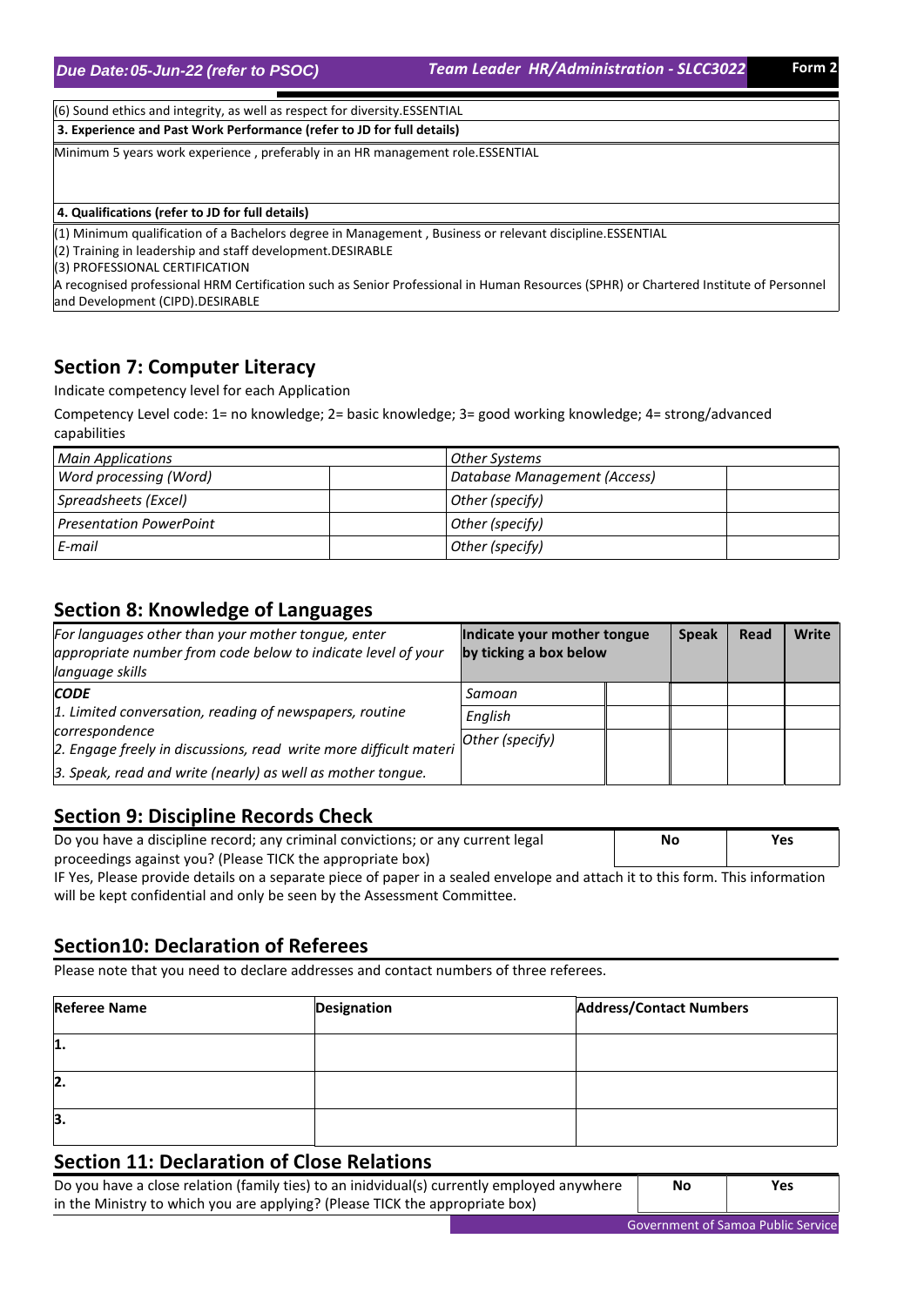(6) Sound ethics and integrity, as well as respect for diversity.ESSENTIAL

**3. Experience and Past Work Performance (refer to JD for full details)**

Minimum 5 years work experience , preferably in an HR management role.ESSENTIAL

**4. Qualifications (refer to JD for full details)**

(1) Minimum qualification of a Bachelors degree in Management , Business or relevant discipline.ESSENTIAL
(2) Training in leadership and staff development.DESIRABLE
(3) PROFESSIONAL CERTIFICATION
A recognised professional HRM Certification such as Senior Professional in Human Resources (SPHR) or Chartered Institute of Personnel and Development (CIPD).DESIRABLE

## Section 7: Computer Literacy

Indicate competency level for each Application

Competency Level code: 1= no knowledge; 2= basic knowledge; 3= good working knowledge; 4= strong/advanced capabilities

| *Main Applications* | | *Other Systems* | |
|---|---|---|---|
| *Word processing (Word)* | | *Database Management (Access)* | |
| *Spreadsheets (Excel)* | | *Other (specify)* | |
| *Presentation PowerPoint* | | *Other (specify)* | |
| *E-mail* | | *Other (specify)* | |

## Section 8: Knowledge of Languages

| *For languages other than your mother tongue, enter appropriate number from code below to indicate level of your language skills* | **Indicate your mother tongue by ticking a box below** | | **Speak** | **Read** | **Write** |
|---|---|---|---|---|---|
| ***CODE*** | *Samoan* | | | | |
| *1. Limited conversation, reading of newspapers, routine correspondence* | *English* | | | | |
| *2. Engage freely in discussions, read write more difficult materi* <br> *3. Speak, read and write (nearly) as well as mother tongue.* | *Other (specify)* | | | | |

## Section 9: Discipline Records Check

| Do you have a discipline record; any criminal convictions; or any current legal proceedings against you? (Please TICK the appropriate box) | **No** | **Yes** |
|---|---|---|

IF Yes, Please provide details on a separate piece of paper in a sealed envelope and attach it to this form. This information will be kept confidential and only be seen by the Assessment Committee.

## Section10: Declaration of Referees

Please note that you need to declare addresses and contact numbers of three referees.

| **Referee Name** | **Designation** | **Address/Contact Numbers** |
|---|---|---|
| **1.** | | |
| **2.** | | |
| **3.** | | |

## Section 11: Declaration of Close Relations

| Do you have a close relation (family ties) to an inidvidual(s) currently employed anywhere in the Ministry to which you are applying? (Please TICK the appropriate box) | **No** | **Yes** |
|---|---|---|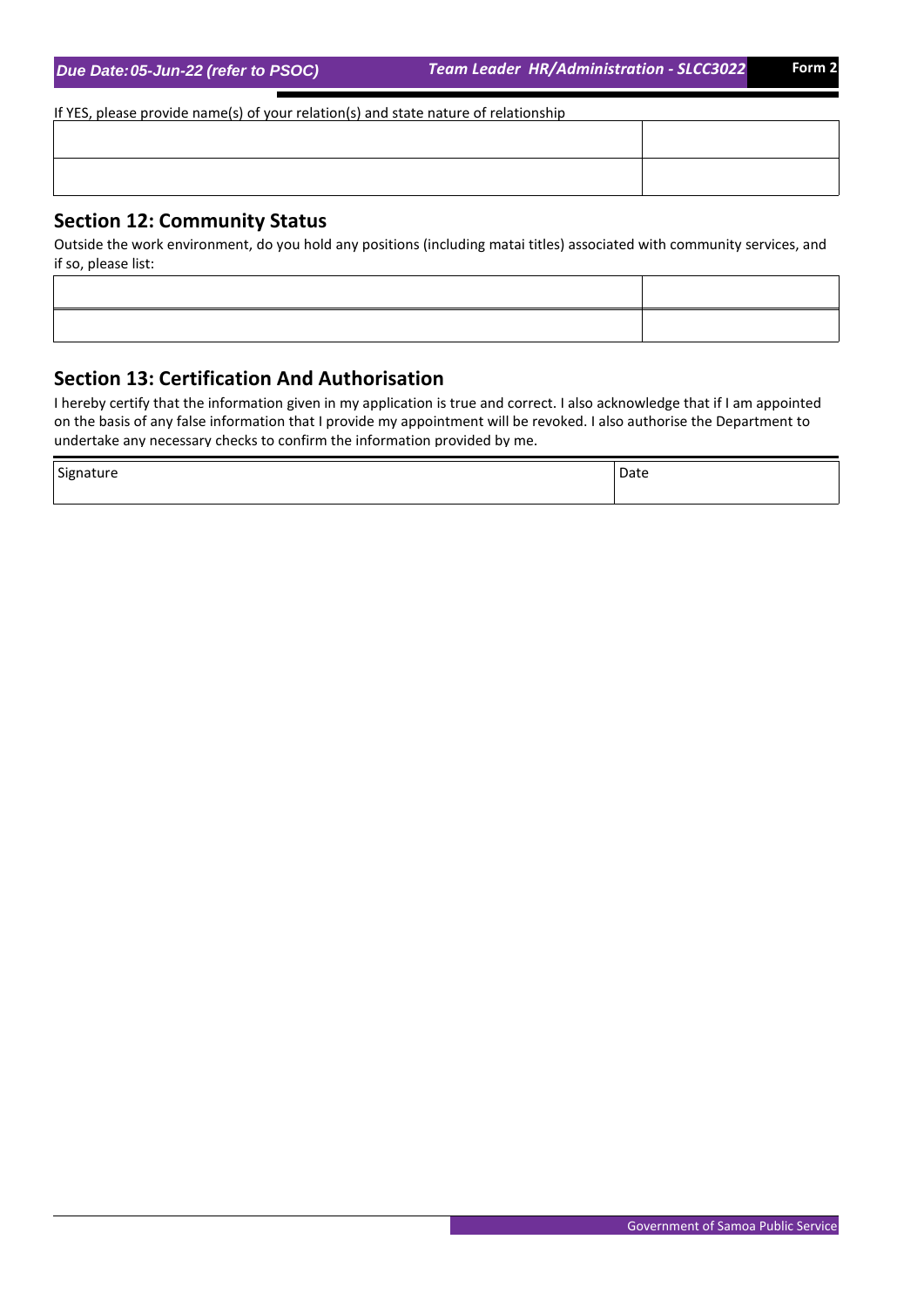If YES, please provide name(s) of your relation(s) and state nature of relationship

| | |
|---|---|
| | |
| | |

## Section 12: Community Status

Outside the work environment, do you hold any positions (including matai titles) associated with community services, and if so, please list:

| | |
|---|---|
| | |
| | |

## Section 13: Certification And Authorisation

I hereby certify that the information given in my application is true and correct. I also acknowledge that if I am appointed on the basis of any false information that I provide my appointment will be revoked. I also authorise the Department to undertake any necessary checks to confirm the information provided by me.

| Signature | Date |
|---|---|
| | |